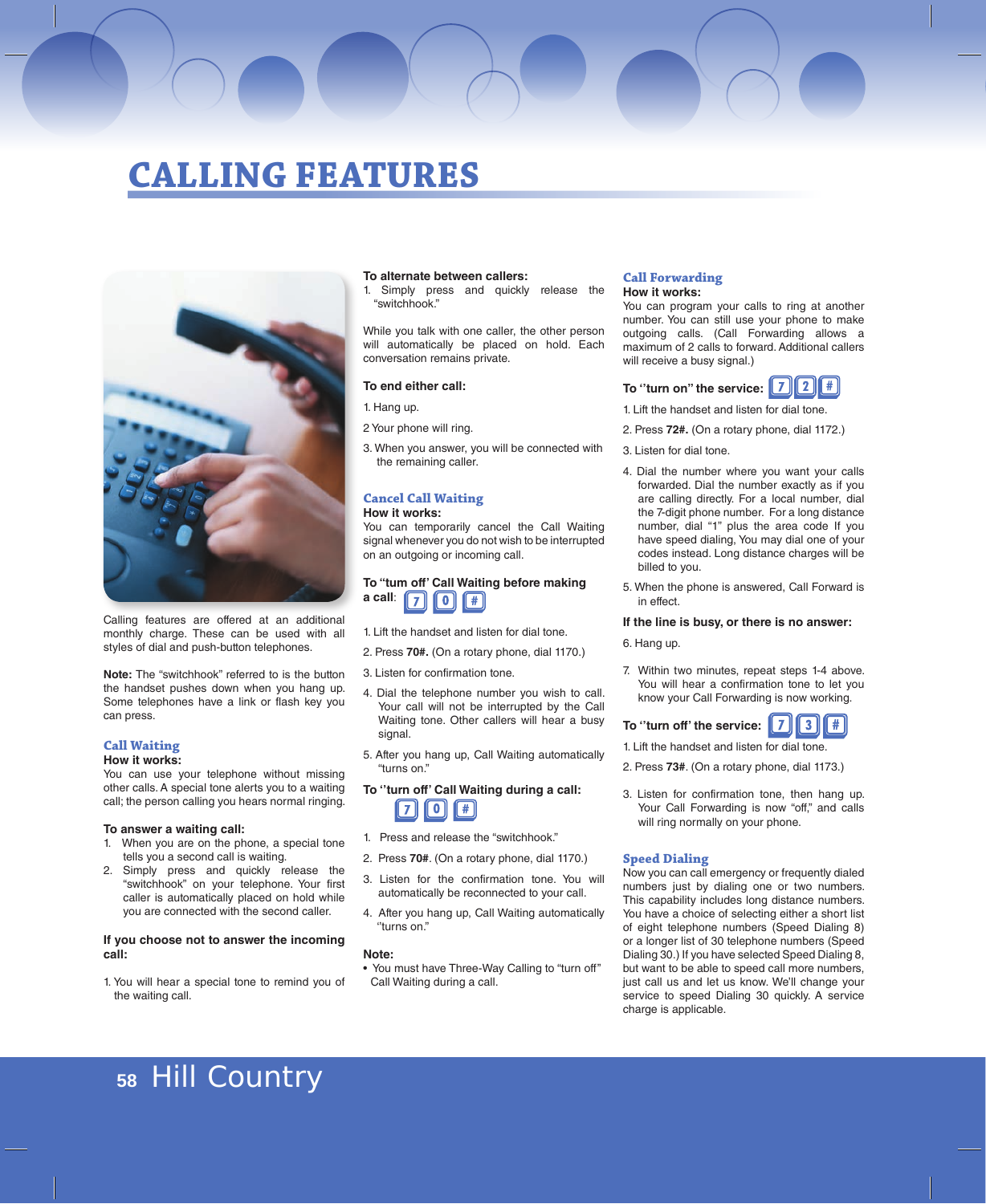# CALLING FEATURES

Calling features are offered at an additional monthly charge. These can be used with all styles of dial and push-button telephones.

**Note:** The "switchhook" referred to is the button the handset pushes down when you hang up. Some telephones have a link or flash key you can press.

## Call Waiting

**How it works:**

You can use your telephone without missing other calls. A special tone alerts you to a waiting call; the person calling you hears normal ringing.

**To answer a waiting call:**

1. When you are on the phone, a special tone tells you a second call is waiting.
2. Simply press and quickly release the "switchhook" on your telephone. Your first caller is automatically placed on hold while you are connected with the second caller.

**If you choose not to answer the incoming call:**

1. You will hear a special tone to remind you of the waiting call.

**To alternate between callers:**

1. Simply press and quickly release the "switchhook."

While you talk with one caller, the other person will automatically be placed on hold. Each conversation remains private.

**To end either call:**

1. Hang up.

2 Your phone will ring.

3. When you answer, you will be connected with the remaining caller.

## Cancel Call Waiting

**How it works:**

You can temporarily cancel the Call Waiting signal whenever you do not wish to be interrupted on an outgoing or incoming call.

**To "turn off' Call Waiting before making a call:** 7 0 #

1. Lift the handset and listen for dial tone.
2. Press **70#.** (On a rotary phone, dial 1170.)
3. Listen for confirmation tone.
4. Dial the telephone number you wish to call. Your call will not be interrupted by the Call Waiting tone. Other callers will hear a busy signal.
5. After you hang up, Call Waiting automatically "turns on."

**To ''turn off' Call Waiting during a call:** 7 0 #

1. Press and release the "switchhook."
2. Press **70#**. (On a rotary phone, dial 1170.)
3. Listen for the confirmation tone. You will automatically be reconnected to your call.
4. After you hang up, Call Waiting automatically ''turns on."

**Note:**

- You must have Three-Way Calling to "turn off" Call Waiting during a call.

## Call Forwarding

**How it works:**

You can program your calls to ring at another number. You can still use your phone to make outgoing calls. (Call Forwarding allows a maximum of 2 calls to forward. Additional callers will receive a busy signal.)

**To ''turn on" the service:** 7 2 #

1. Lift the handset and listen for dial tone.
2. Press **72#.** (On a rotary phone, dial 1172.)
3. Listen for dial tone.
4. Dial the number where you want your calls forwarded. Dial the number exactly as if you are calling directly. For a local number, dial the 7-digit phone number. For a long distance number, dial "1" plus the area code If you have speed dialing, You may dial one of your codes instead. Long distance charges will be billed to you.
5. When the phone is answered, Call Forward is in effect.

**If the line is busy, or there is no answer:**

6. Hang up.
7. Within two minutes, repeat steps 1-4 above. You will hear a confirmation tone to let you know your Call Forwarding is now working.

**To ''turn off' the service:** 7 3 #

1. Lift the handset and listen for dial tone.
2. Press **73#**. (On a rotary phone, dial 1173.)
3. Listen for confirmation tone, then hang up. Your Call Forwarding is now "off," and calls will ring normally on your phone.

## Speed Dialing

Now you can call emergency or frequently dialed numbers just by dialing one or two numbers. This capability includes long distance numbers. You have a choice of selecting either a short list of eight telephone numbers (Speed Dialing 8) or a longer list of 30 telephone numbers (Speed Dialing 30.) If you have selected Speed Dialing 8, but want to be able to speed call more numbers, just call us and let us know. We'll change your service to speed Dialing 30 quickly. A service charge is applicable.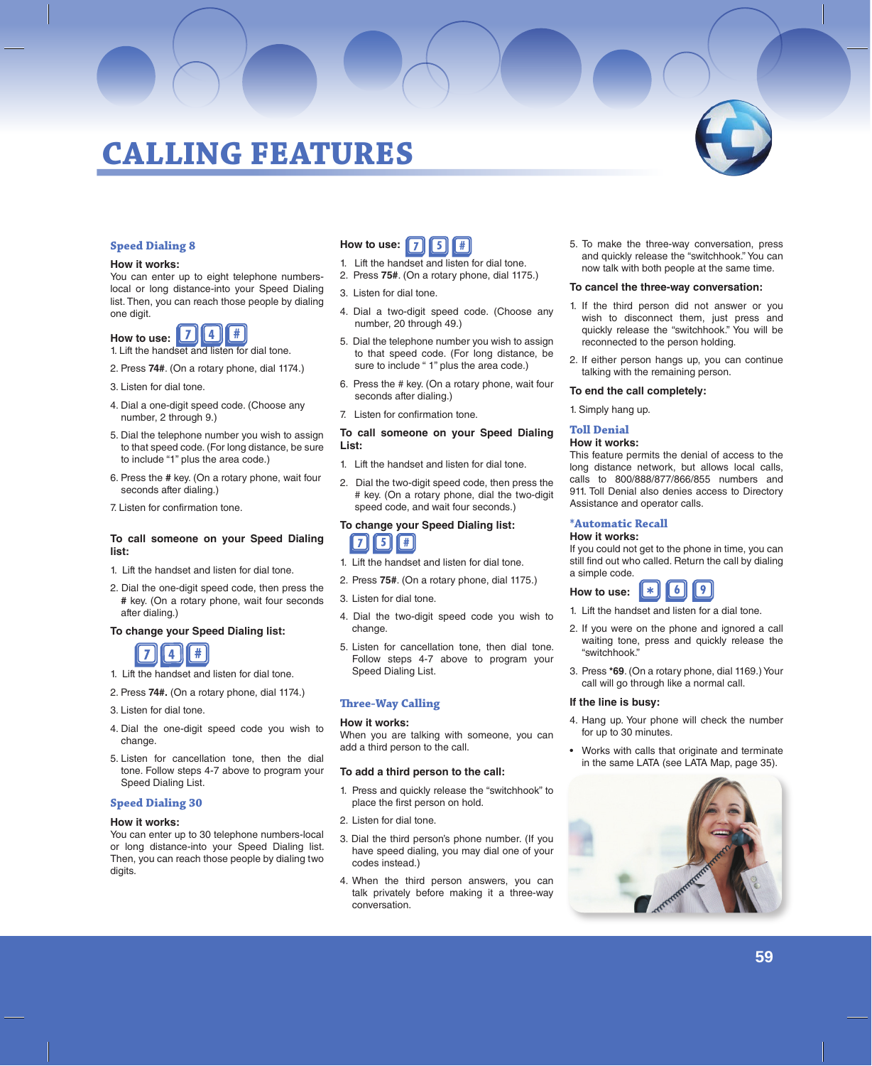# CALLING FEATURES

## Speed Dialing 8

**How it works:**
You can enter up to eight telephone numbers-local or long distance-into your Speed Dialing list. Then, you can reach those people by dialing one digit.

**How to use:** 7 4 #

1. Lift the handset and listen for dial tone.
2. Press **74#**. (On a rotary phone, dial 1174.)
3. Listen for dial tone.
4. Dial a one-digit speed code. (Choose any number, 2 through 9.)
5. Dial the telephone number you wish to assign to that speed code. (For long distance, be sure to include "1" plus the area code.)
6. Press the **#** key. (On a rotary phone, wait four seconds after dialing.)
7. Listen for confirmation tone.

**To call someone on your Speed Dialing list:**

1. Lift the handset and listen for dial tone.
2. Dial the one-digit speed code, then press the **#** key. (On a rotary phone, wait four seconds after dialing.)

**To change your Speed Dialing list:**

7 4 #

1. Lift the handset and listen for dial tone.
2. Press **74#.** (On a rotary phone, dial 1174.)
3. Listen for dial tone.
4. Dial the one-digit speed code you wish to change.
5. Listen for cancellation tone, then the dial tone. Follow steps 4-7 above to program your Speed Dialing List.

## Speed Dialing 30

**How it works:**
You can enter up to 30 telephone numbers-local or long distance-into your Speed Dialing list. Then, you can reach those people by dialing two digits.

**How to use:** 7 5 #

1. Lift the handset and listen for dial tone.
2. Press **75#**. (On a rotary phone, dial 1175.)
3. Listen for dial tone.
4. Dial a two-digit speed code. (Choose any number, 20 through 49.)
5. Dial the telephone number you wish to assign to that speed code. (For long distance, be sure to include " 1" plus the area code.)
6. Press the # key. (On a rotary phone, wait four seconds after dialing.)
7. Listen for confirmation tone.

**To call someone on your Speed Dialing List:**

1. Lift the handset and listen for dial tone.
2. Dial the two-digit speed code, then press the # key. (On a rotary phone, dial the two-digit speed code, and wait four seconds.)

**To change your Speed Dialing list:**

7 5 #

1. Lift the handset and listen for dial tone.
2. Press **75#**. (On a rotary phone, dial 1175.)
3. Listen for dial tone.
4. Dial the two-digit speed code you wish to change.
5. Listen for cancellation tone, then dial tone. Follow steps 4-7 above to program your Speed Dialing List.

## Three-Way Calling

**How it works:**
When you are talking with someone, you can add a third person to the call.

**To add a third person to the call:**

1. Press and quickly release the "switchhook" to place the first person on hold.
2. Listen for dial tone.
3. Dial the third person's phone number. (If you have speed dialing, you may dial one of your codes instead.)
4. When the third person answers, you can talk privately before making it a three-way conversation.
5. To make the three-way conversation, press and quickly release the "switchhook." You can now talk with both people at the same time.

**To cancel the three-way conversation:**

1. If the third person did not answer or you wish to disconnect them, just press and quickly release the "switchhook." You will be reconnected to the person holding.
2. If either person hangs up, you can continue talking with the remaining person.

**To end the call completely:**

1. Simply hang up.

## Toll Denial

**How it works:**
This feature permits the denial of access to the long distance network, but allows local calls, calls to 800/888/877/866/855 numbers and 911. Toll Denial also denies access to Directory Assistance and operator calls.

## *Automatic Recall

**How it works:**
If you could not get to the phone in time, you can still find out who called. Return the call by dialing a simple code.

**How to use:** * 6 9

1. Lift the handset and listen for a dial tone.
2. If you were on the phone and ignored a call waiting tone, press and quickly release the "switchhook."
3. Press ***69**. (On a rotary phone, dial 1169.) Your call will go through like a normal call.

**If the line is busy:**

4. Hang up. Your phone will check the number for up to 30 minutes.

- Works with calls that originate and terminate in the same LATA (see LATA Map, page 35).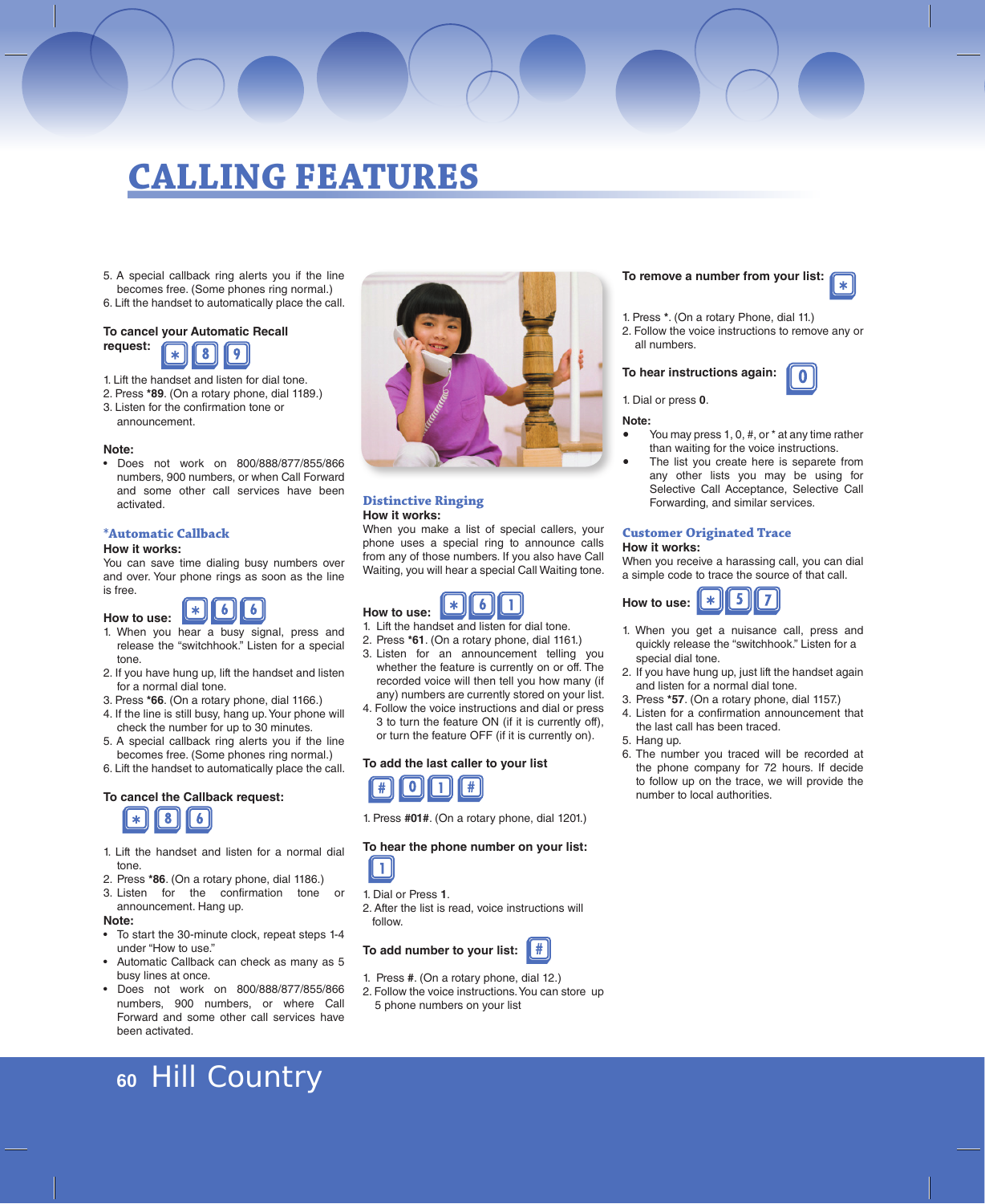# CALLING FEATURES

5. A special callback ring alerts you if the line becomes free. (Some phones ring normal.)
6. Lift the handset to automatically place the call.

**To cancel your Automatic Recall request:** * 8 9

1. Lift the handset and listen for dial tone.
2. Press ***89**. (On a rotary phone, dial 1189.)
3. Listen for the confirmation tone or announcement.

**Note:**

- Does not work on 800/888/877/855/866 numbers, 900 numbers, or when Call Forward and some other call services have been activated.

## *Automatic Callback

**How it works:**

You can save time dialing busy numbers over and over. Your phone rings as soon as the line is free.

**How to use:** * 6 6

1. When you hear a busy signal, press and release the “switchhook.” Listen for a special tone.
2. If you have hung up, lift the handset and listen for a normal dial tone.
3. Press ***66**. (On a rotary phone, dial 1166.)
4. If the line is still busy, hang up. Your phone will check the number for up to 30 minutes.
5. A special callback ring alerts you if the line becomes free. (Some phones ring normal.)
6. Lift the handset to automatically place the call.

**To cancel the Callback request:** * 8 6

1. Lift the handset and listen for a normal dial tone.
2. Press ***86**. (On a rotary phone, dial 1186.)
3. Listen for the confirmation tone or announcement. Hang up.

**Note:**

- To start the 30-minute clock, repeat steps 1-4 under “How to use.”
- Automatic Callback can check as many as 5 busy lines at once.
- Does not work on 800/888/877/855/866 numbers, 900 numbers, or where Call Forward and some other call services have been activated.

## Distinctive Ringing

**How it works:**

When you make a list of special callers, your phone uses a special ring to announce calls from any of those numbers. If you also have Call Waiting, you will hear a special Call Waiting tone.

**How to use:** * 6 1

1. Lift the handset and listen for dial tone.
2. Press ***61**. (On a rotary phone, dial 1161.)
3. Listen for an announcement telling you whether the feature is currently on or off. The recorded voice will then tell you how many (if any) numbers are currently stored on your list.
4. Follow the voice instructions and dial or press 3 to turn the feature ON (if it is currently off), or turn the feature OFF (if it is currently on).

**To add the last caller to your list** # 0 1 #

1. Press **#01#**. (On a rotary phone, dial 1201.)

**To hear the phone number on your list:** 1

1. Dial or Press **1**.
2. After the list is read, voice instructions will follow.

**To add number to your list:** #

1. Press **#**. (On a rotary phone, dial 12.)
2. Follow the voice instructions. You can store up 5 phone numbers on your list

**To remove a number from your list:** *

1. Press ***.** (On a rotary Phone, dial 11.)
2. Follow the voice instructions to remove any or all numbers.

**To hear instructions again:** 0

1. Dial or press **0**.

**Note:**

- You may press 1, 0, #, or * at any time rather than waiting for the voice instructions.
- The list you create here is separete from any other lists you may be using for Selective Call Acceptance, Selective Call Forwarding, and similar services.

## Customer Originated Trace

**How it works:**

When you receive a harassing call, you can dial a simple code to trace the source of that call.

**How to use:** * 5 7

1. When you get a nuisance call, press and quickly release the “switchhook.” Listen for a special dial tone.
2. If you have hung up, just lift the handset again and listen for a normal dial tone.
3. Press ***57**. (On a rotary phone, dial 1157.)
4. Listen for a confirmation announcement that the last call has been traced.
5. Hang up.
6. The number you traced will be recorded at the phone company for 72 hours. If decide to follow up on the trace, we will provide the number to local authorities.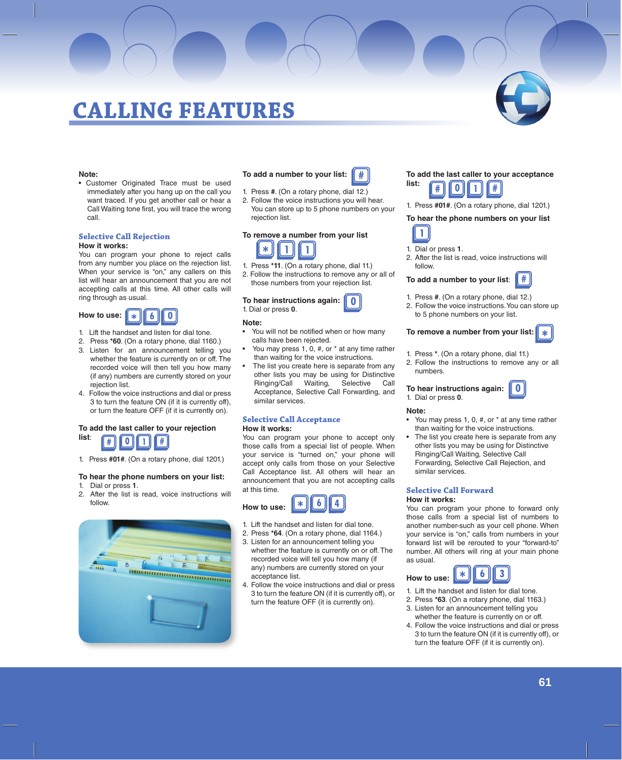# CALLING FEATURES

**Note:**

- Customer Originated Trace must be used immediately after you hang up on the call you want traced. If you get another call or hear a Call Waiting tone first, you will trace the wrong call.

## Selective Call Rejection

**How it works:**

You can program your phone to reject calls from any number you place on the rejection list. When your service is "on," any callers on this list will hear an announcement that you are not accepting calls at this time. All other calls will ring through as usual.

**How to use:** * 6 0

1. Lift the handset and listen for dial tone.
2. Press ***60**. (On a rotary phone, dial 1160.)
3. Listen for an announcement telling you whether the feature is currently on or off. The recorded voice will then tell you how many (if any) numbers are currently stored on your rejection list.
4. Follow the voice instructions and dial or press 3 to turn the feature ON (if it is currently off), or turn the feature OFF (if it is currently on).

**To add the last caller to your rejection list**: # 0 1 #

1. Press **#01#**. (On a rotary phone, dial 1201.)

**To hear the phone numbers on your list:**

1. Dial or press **1**.
2. After the list is read, voice instructions will follow.

**To add a number to your list:** #

1. Press **#**. (On a rotary phone, dial 12.)
2. Follow the voice instructions you will hear. You can store up to 5 phone numbers on your rejection list.

**To remove a number from your list** * 1 1

1. Press ***11**. (On a rotary phone, dial 11.)
2. Follow the instructions to remove any or all of those numbers from your rejection list.

**To hear instructions again:** 0

1. Dial or press **0**.

**Note:**

- You will not be notified when or how many calls have been rejected.
- You may press 1, 0, #, or * at any time rather than waiting for the voice instructions.
- The list you create here is separate from any other lists you may be using for Distinctive Ringing/Call Waiting, Selective Call Acceptance, Selective Call Forwarding, and similar services.

## Selective Call Acceptance

**How it works:**

You can program your phone to accept only those calls from a special list of people. When your service is "turned on," your phone will accept only calls from those on your Selective Call Acceptance list. All others will hear an announcement that you are not accepting calls at this time.

**How to use:** * 6 4

1. Lift the handset and listen for dial tone.
2. Press ***64**. (On a rotary phone, dial 1164.)
3. Listen for an announcement telling you whether the feature is currently on or off. The recorded voice will tell you how many (if any) numbers are currently stored on your acceptance list.
4. Follow the voice instructions and dial or press 3 to turn the feature ON (if it is currently off), or turn the feature OFF (it is currently on).

**To add the last caller to your acceptance list:** # 0 1 #

1. Press **#01#**. (On a rotary phone, dial 1201.)

**To hear the phone numbers on your list** 1

1. Dial or press **1**.
2. After the list is read, voice instructions will follow.

**To add a number to your list**: #

1. Press **#**. (On a rotary phone, dial 12.)
2. Follow the voice instructions. You can store up to 5 phone numbers on your list.

**To remove a number from your list:** *

1. Press *****. (On a rotary phone, dial 11.)
2. Follow the instructions to remove any or all numbers.

**To hear instructions again:** 0

1. Dial or press **0**.

**Note:**

- You may press 1, 0, #, or * at any time rather than waiting for the voice instructions.
- The list you create here is separate from any other lists you may be using for Distinctive Ringing/Call Waiting, Selective Call Forwarding, Selective Call Rejection, and similar services.

## Selective Call Forward

**How it works:**

You can program your phone to forward only those calls from a special list of numbers to another number-such as your cell phone. When your service is "on," calls from numbers in your forward list will be rerouted to your "forward-to" number. All others will ring at your main phone as usual.

**How to use:** * 6 3

1. Lift the handset and listen for dial tone.
2. Press ***63**. (On a rotary phone, dial 1163.)
3. Listen for an announcement telling you whether the feature is currently on or off.
4. Follow the voice instructions and dial or press 3 to turn the feature ON (if it is currently off), or turn the feature OFF (if it is currently on).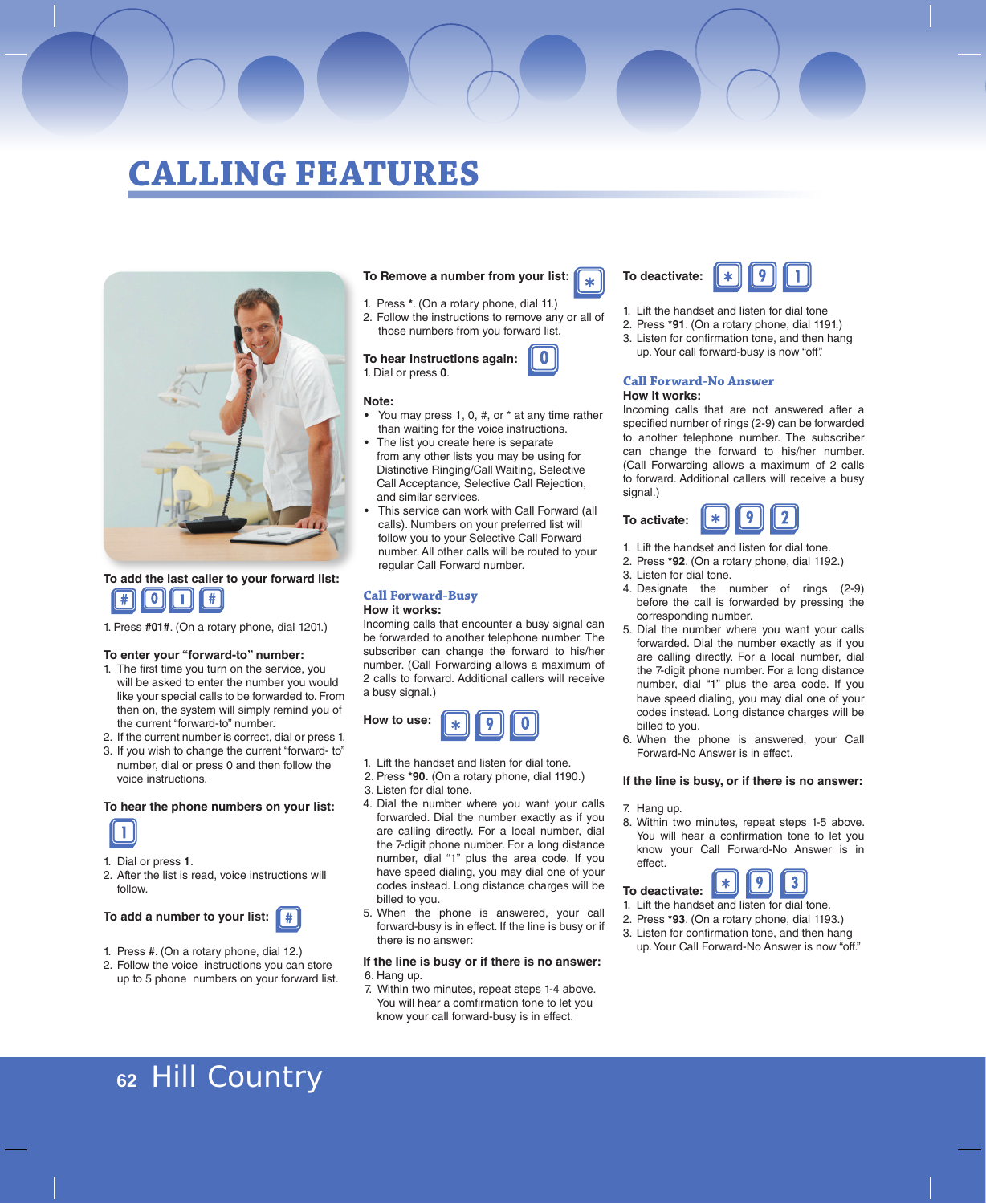# CALLING FEATURES

**To add the last caller to your forward list:** # 0 1 #

1. Press **#01#**. (On a rotary phone, dial 1201.)

**To enter your "forward-to" number:**

1. The first time you turn on the service, you will be asked to enter the number you would like your special calls to be forwarded to. From then on, the system will simply remind you of the current "forward-to" number.
2. If the current number is correct, dial or press 1.
3. If you wish to change the current "forward- to" number, dial or press 0 and then follow the voice instructions.

**To hear the phone numbers on your list:** 1

1. Dial or press **1**.
2. After the list is read, voice instructions will follow.

**To add a number to your list:** #

1. Press **#**. (On a rotary phone, dial 12.)
2. Follow the voice instructions you can store up to 5 phone numbers on your forward list.

**To Remove a number from your list:** *

1. Press *****. (On a rotary phone, dial 11.)
2. Follow the instructions to remove any or all of those numbers from you forward list.

**To hear instructions again:** 0

1. Dial or press **0**.

**Note:**

- You may press 1, 0, #, or * at any time rather than waiting for the voice instructions.
- The list you create here is separate from any other lists you may be using for Distinctive Ringing/Call Waiting, Selective Call Acceptance, Selective Call Rejection, and similar services.
- This service can work with Call Forward (all calls). Numbers on your preferred list will follow you to your Selective Call Forward number. All other calls will be routed to your regular Call Forward number.

## Call Forward-Busy

**How it works:**

Incoming calls that encounter a busy signal can be forwarded to another telephone number. The subscriber can change the forward to his/her number. (Call Forwarding allows a maximum of 2 calls to forward. Additional callers will receive a busy signal.)

**How to use:** * 9 0

1. Lift the handset and listen for dial tone.
2. Press ***90.** (On a rotary phone, dial 1190.)
3. Listen for dial tone.
4. Dial the number where you want your calls forwarded. Dial the number exactly as if you are calling directly. For a local number, dial the 7-digit phone number. For a long distance number, dial "1" plus the area code. If you have speed dialing, you may dial one of your codes instead. Long distance charges will be billed to you.
5. When the phone is answered, your call forward-busy is in effect. If the line is busy or if there is no answer:

**If the line is busy or if there is no answer:**

6. Hang up.
7. Within two minutes, repeat steps 1-4 above. You will hear a comfirmation tone to let you know your call forward-busy is in effect.

**To deactivate:** * 9 1

1. Lift the handset and listen for dial tone
2. Press ***91**. (On a rotary phone, dial 1191.)
3. Listen for confirmation tone, and then hang up. Your call forward-busy is now "off".

## Call Forward-No Answer

**How it works:**

Incoming calls that are not answered after a specified number of rings (2-9) can be forwarded to another telephone number. The subscriber can change the forward to his/her number. (Call Forwarding allows a maximum of 2 calls to forward. Additional callers will receive a busy signal.)

**To activate:** * 9 2

1. Lift the handset and listen for dial tone.
2. Press ***92**. (On a rotary phone, dial 1192.)
3. Listen for dial tone.
4. Designate the number of rings (2-9) before the call is forwarded by pressing the corresponding number.
5. Dial the number where you want your calls forwarded. Dial the number exactly as if you are calling directly. For a local number, dial the 7-digit phone number. For a long distance number, dial "1" plus the area code. If you have speed dialing, you may dial one of your codes instead. Long distance charges will be billed to you.
6. When the phone is answered, your Call Forward-No Answer is in effect.

**If the line is busy, or if there is no answer:**

7. Hang up.
8. Within two minutes, repeat steps 1-5 above. You will hear a confirmation tone to let you know your Call Forward-No Answer is in effect.

**To deactivate:** * 9 3

1. Lift the handset and listen for dial tone.
2. Press ***93**. (On a rotary phone, dial 1193.)
3. Listen for confirmation tone, and then hang up. Your Call Forward-No Answer is now "off."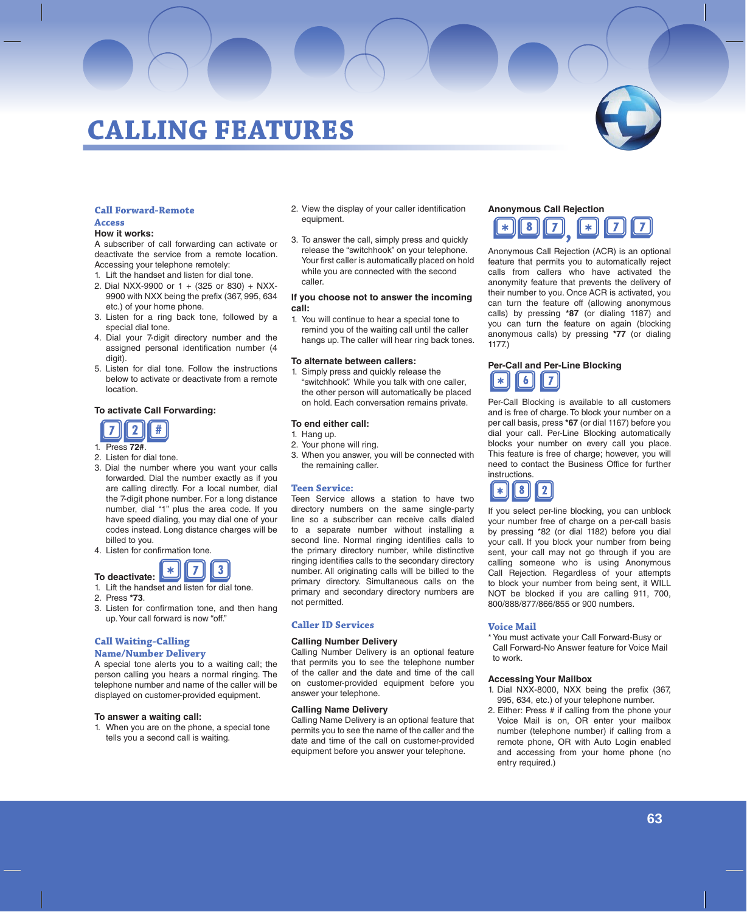# CALLING FEATURES

### Call Forward-Remote Access

**How it works:**
A subscriber of call forwarding can activate or deactivate the service from a remote location. Accessing your telephone remotely:

1. Lift the handset and listen for dial tone.
2. Dial NXX-9900 or 1 + (325 or 830) + NXX-9900 with NXX being the prefix (367, 995, 634 etc.) of your home phone.
3. Listen for a ring back tone, followed by a special dial tone.
4. Dial your 7-digit directory number and the assigned personal identification number (4 digit).
5. Listen for dial tone. Follow the instructions below to activate or deactivate from a remote location.

**To activate Call Forwarding:**

7 2 #

1. Press **72#**.
2. Listen for dial tone.
3. Dial the number where you want your calls forwarded. Dial the number exactly as if you are calling directly. For a local number, dial the 7-digit phone number. For a long distance number, dial "1" plus the area code. If you have speed dialing, you may dial one of your codes instead. Long distance charges will be billed to you.
4. Listen for confirmation tone.

**To deactivate:** * 7 3

1. Lift the handset and listen for dial tone.
2. Press ***73**.
3. Listen for confirmation tone, and then hang up. Your call forward is now "off."

### Call Waiting-Calling Name/Number Delivery

A special tone alerts you to a waiting call; the person calling you hears a normal ringing. The telephone number and name of the caller will be displayed on customer-provided equipment.

**To answer a waiting call:**

1. When you are on the phone, a special tone tells you a second call is waiting.
2. View the display of your caller identification equipment.
3. To answer the call, simply press and quickly release the "switchhook" on your telephone. Your first caller is automatically placed on hold while you are connected with the second caller.

**If you choose not to answer the incoming call:**

1. You will continue to hear a special tone to remind you of the waiting call until the caller hangs up. The caller will hear ring back tones.

**To alternate between callers:**

1. Simply press and quickly release the "switchhook". While you talk with one caller, the other person will automatically be placed on hold. Each conversation remains private.

**To end either call:**

1. Hang up.
2. Your phone will ring.
3. When you answer, you will be connected with the remaining caller.

### Teen Service:

Teen Service allows a station to have two directory numbers on the same single-party line so a subscriber can receive calls dialed to a separate number without installing a second line. Normal ringing identifies calls to the primary directory number, while distinctive ringing identifies calls to the secondary directory number. All originating calls will be billed to the primary directory. Simultaneous calls on the primary and secondary directory numbers are not permitted.

### Caller ID Services

**Calling Number Delivery**
Calling Number Delivery is an optional feature that permits you to see the telephone number of the caller and the date and time of the call on customer-provided equipment before you answer your telephone.

**Calling Name Delivery**
Calling Name Delivery is an optional feature that permits you to see the name of the caller and the date and time of the call on customer-provided equipment before you answer your telephone.

**Anonymous Call Rejection**

* 8 7, * 7 7

Anonymous Call Rejection (ACR) is an optional feature that permits you to automatically reject calls from callers who have activated the anonymity feature that prevents the delivery of their number to you. Once ACR is activated, you can turn the feature off (allowing anonymous calls) by pressing ***87** (or dialing 1187) and you can turn the feature on again (blocking anonymous calls) by pressing ***77** (or dialing 1177.)

**Per-Call and Per-Line Blocking**

* 6 7

Per-Call Blocking is available to all customers and is free of charge. To block your number on a per call basis, press ***67** (or dial 1167) before you dial your call. Per-Line Blocking automatically blocks your number on every call you place. This feature is free of charge; however, you will need to contact the Business Office for further instructions.

* 8 2

If you select per-line blocking, you can unblock your number free of charge on a per-call basis by pressing *82 (or dial 1182) before you dial your call. If you block your number from being sent, your call may not go through if you are calling someone who is using Anonymous Call Rejection. Regardless of your attempts to block your number from being sent, it WILL NOT be blocked if you are calling 911, 700, 800/888/877/866/855 or 900 numbers.

### Voice Mail

* You must activate your Call Forward-Busy or Call Forward-No Answer feature for Voice Mail to work.

**Accessing Your Mailbox**

1. Dial NXX-8000, NXX being the prefix (367, 995, 634, etc.) of your telephone number.
2. Either: Press # if calling from the phone your Voice Mail is on, OR enter your mailbox number (telephone number) if calling from a remote phone, OR with Auto Login enabled and accessing from your home phone (no entry required.)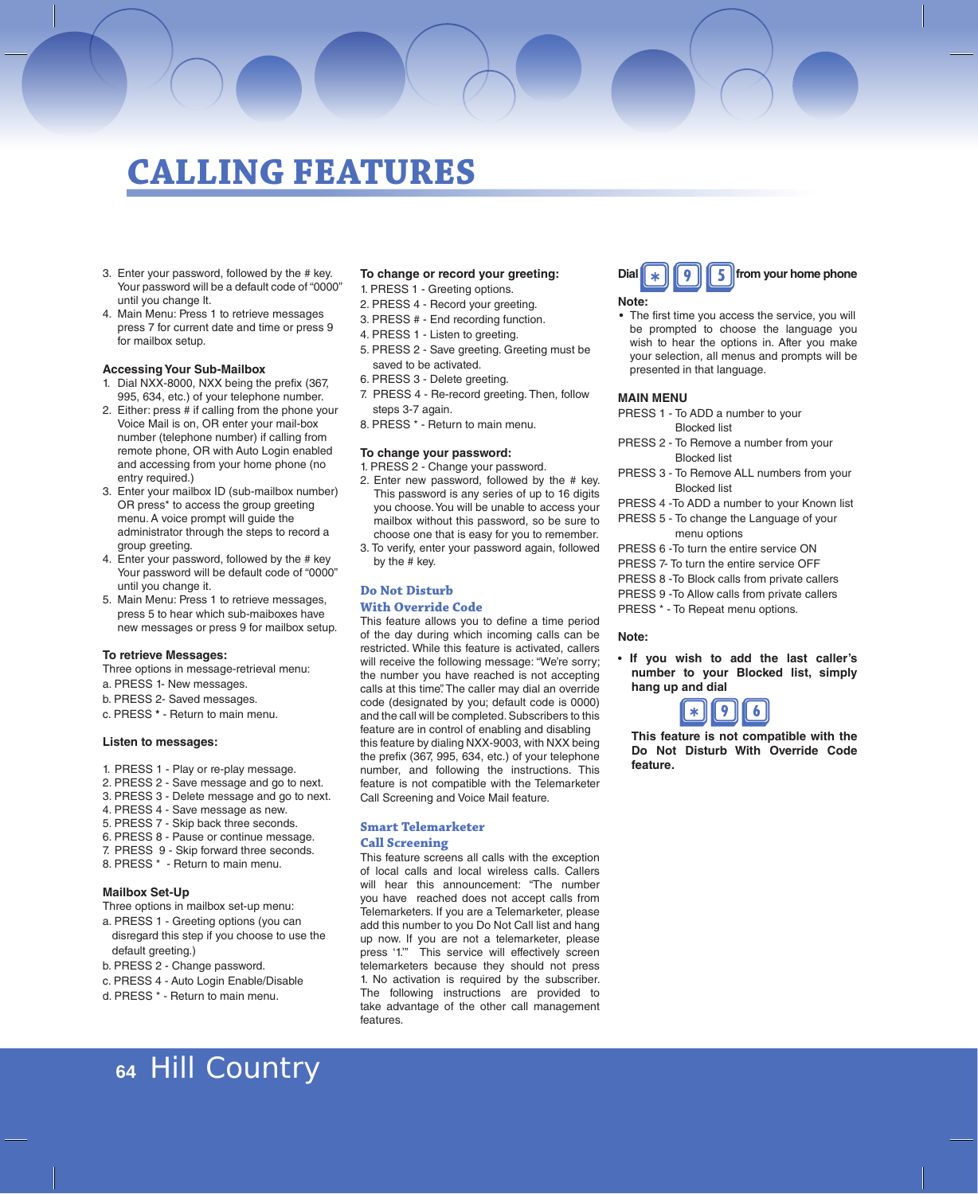# CALLING FEATURES

3. Enter your password, followed by the # key. Your password will be a default code of "0000" until you change It.
4. Main Menu: Press 1 to retrieve messages press 7 for current date and time or press 9 for mailbox setup.

**Accessing Your Sub-Mailbox**

1. Dial NXX-8000, NXX being the prefix (367, 995, 634, etc.) of your telephone number.
2. Either: press # if calling from the phone your Voice Mail is on, OR enter your mail-box number (telephone number) if calling from remote phone, OR with Auto Login enabled and accessing from your home phone (no entry required.)
3. Enter your mailbox ID (sub-mailbox number) OR press* to access the group greeting menu. A voice prompt will guide the administrator through the steps to record a group greeting.
4. Enter your password, followed by the # key Your password will be default code of "0000" until you change it.
5. Main Menu: Press 1 to retrieve messages, press 5 to hear which sub-maiboxes have new messages or press 9 for mailbox setup.

**To retrieve Messages:**

Three options in message-retrieval menu:

a. PRESS 1- New messages.
b. PRESS 2- Saved messages.
c. PRESS * - Return to main menu.

**Listen to messages:**

1. PRESS 1 - Play or re-play message.
2. PRESS 2 - Save message and go to next.
3. PRESS 3 - Delete message and go to next.
4. PRESS 4 - Save message as new.
5. PRESS 7 - Skip back three seconds.
6. PRESS 8 - Pause or continue message.
7. PRESS 9 - Skip forward three seconds.
8. PRESS * - Return to main menu.

**Mailbox Set-Up**

Three options in mailbox set-up menu:

a. PRESS 1 - Greeting options (you can disregard this step if you choose to use the default greeting.)
b. PRESS 2 - Change password.
c. PRESS 4 - Auto Login Enable/Disable
d. PRESS * - Return to main menu.

**To change or record your greeting:**

1. PRESS 1 - Greeting options.
2. PRESS 4 - Record your greeting.
3. PRESS # - End recording function.
4. PRESS 1 - Listen to greeting.
5. PRESS 2 - Save greeting. Greeting must be saved to be activated.
6. PRESS 3 - Delete greeting.
7. PRESS 4 - Re-record greeting. Then, follow steps 3-7 again.
8. PRESS * - Return to main menu.

**To change your password:**

1. PRESS 2 - Change your password.
2. Enter new password, followed by the # key. This password is any series of up to 16 digits you choose. You will be unable to access your mailbox without this password, so be sure to choose one that is easy for you to remember.
3. To verify, enter your password again, followed by the # key.

## Do Not Disturb With Override Code

This feature allows you to define a time period of the day during which incoming calls can be restricted. While this feature is activated, callers will receive the following message: "We're sorry; the number you have reached is not accepting calls at this time". The caller may dial an override code (designated by you; default code is 0000) and the call will be completed. Subscribers to this feature are in control of enabling and disabling this feature by dialing NXX-9003, with NXX being the prefix (367, 995, 634, etc.) of your telephone number, and following the instructions. This feature is not compatible with the Telemarketer Call Screening and Voice Mail feature.

## Smart Telemarketer Call Screening

This feature screens all calls with the exception of local calls and local wireless calls. Callers will hear this announcement: "The number you have reached does not accept calls from Telemarketers. If you are a Telemarketer, please add this number to you Do Not Call list and hang up now. If you are not a telemarketer, please press '1.'" This service will effectively screen telemarketers because they should not press 1. No activation is required by the subscriber. The following instructions are provided to take advantage of the other call management features.

**Dial * 9 5 from your home phone**

**Note:**

- The first time you access the service, you will be prompted to choose the language you wish to hear the options in. After you make your selection, all menus and prompts will be presented in that language.

**MAIN MENU**

PRESS 1 - To ADD a number to your Blocked list
PRESS 2 - To Remove a number from your Blocked list
PRESS 3 - To Remove ALL numbers from your Blocked list
PRESS 4 -To ADD a number to your Known list
PRESS 5 - To change the Language of your menu options
PRESS 6 -To turn the entire service ON
PRESS 7- To turn the entire service OFF
PRESS 8 -To Block calls from private callers
PRESS 9 -To Allow calls from private callers
PRESS * - To Repeat menu options.

**Note:**

- **If you wish to add the last caller's number to your Blocked list, simply hang up and dial * 9 6**

  **This feature is not compatible with the Do Not Disturb With Override Code feature.**